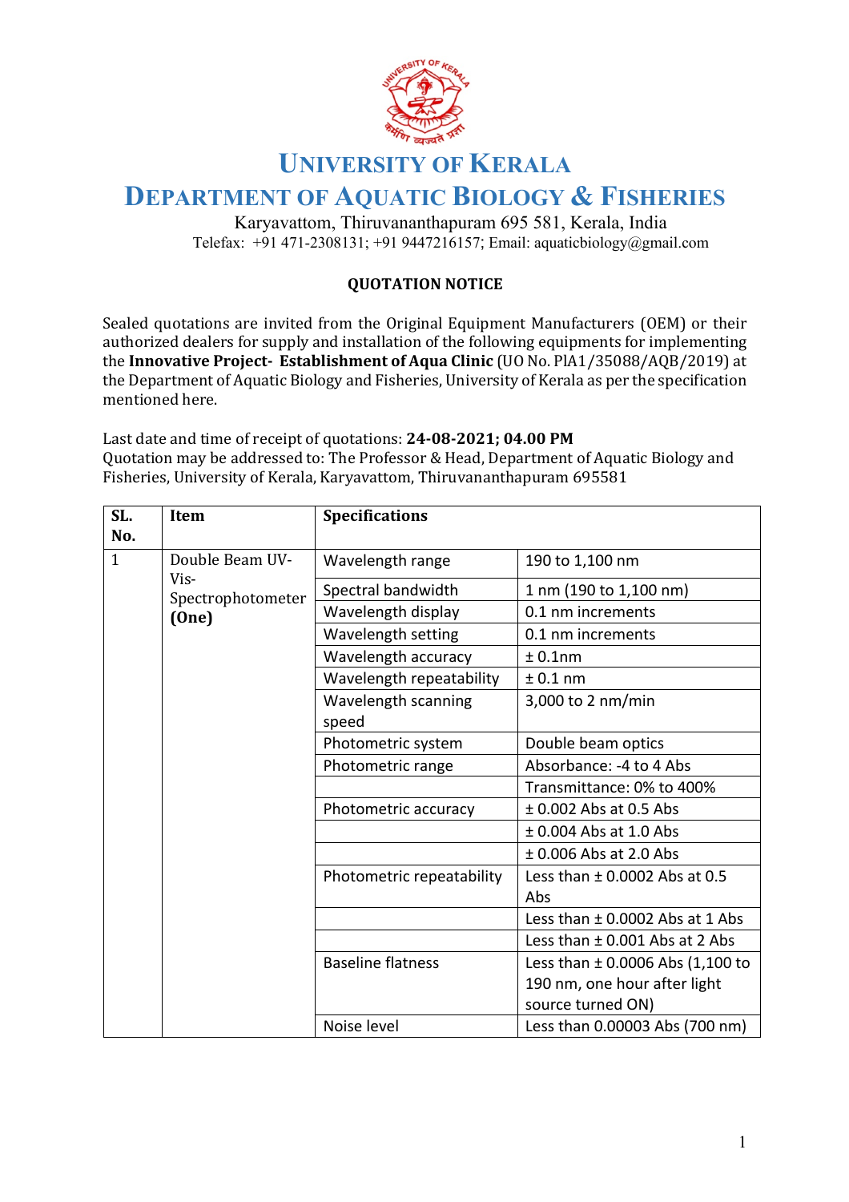# UNIVERSITY OF KERALA

## DEPARTMENT OF AQUATIC BIOLOGY & FISHERIES

Karyavattom, Thiruvananthapuram 695 581, Kerala, India

Telefax: +91 471-2308131; +91 9447216157; Email: aquaticbiology@gmail.com

### QUOTATION NOTICE

Sealed quotations are invited from the Original Equipment Manufacturers (OEM) or their authorized dealers for supply and installation of the following equipments for implementing the **Innovative Project- Establishment of Aqua Clinic** (UO No. PlA1/35088/AQB/2019) at the Department of Aquatic Biology and Fisheries, University of Kerala as per the specification mentioned here.

Last date and time of receipt of quotations: **24-08-2021; 04.00 PM**

Quotation may be addressed to: The Professor & Head, Department of Aquatic Biology and Fisheries, University of Kerala, Karyavattom, Thiruvananthapuram 695581

| SL. No. | Item | Specifications | |
|---|---|---|---|
| 1 | Double Beam UV-Vis-Spectrophotometer **(One)** | Wavelength range | 190 to 1,100 nm |
| | | Spectral bandwidth | 1 nm (190 to 1,100 nm) |
| | | Wavelength display | 0.1 nm increments |
| | | Wavelength setting | 0.1 nm increments |
| | | Wavelength accuracy | ± 0.1nm |
| | | Wavelength repeatability | ± 0.1 nm |
| | | Wavelength scanning speed | 3,000 to 2 nm/min |
| | | Photometric system | Double beam optics |
| | | Photometric range | Absorbance: -4 to 4 Abs |
| | | | Transmittance: 0% to 400% |
| | | Photometric accuracy | ± 0.002 Abs at 0.5 Abs |
| | | | ± 0.004 Abs at 1.0 Abs |
| | | | ± 0.006 Abs at 2.0 Abs |
| | | Photometric repeatability | Less than ± 0.0002 Abs at 0.5 Abs |
| | | | Less than ± 0.0002 Abs at 1 Abs |
| | | | Less than ± 0.001 Abs at 2 Abs |
| | | Baseline flatness | Less than ± 0.0006 Abs (1,100 to 190 nm, one hour after light source turned ON) |
| | | Noise level | Less than 0.00003 Abs (700 nm) |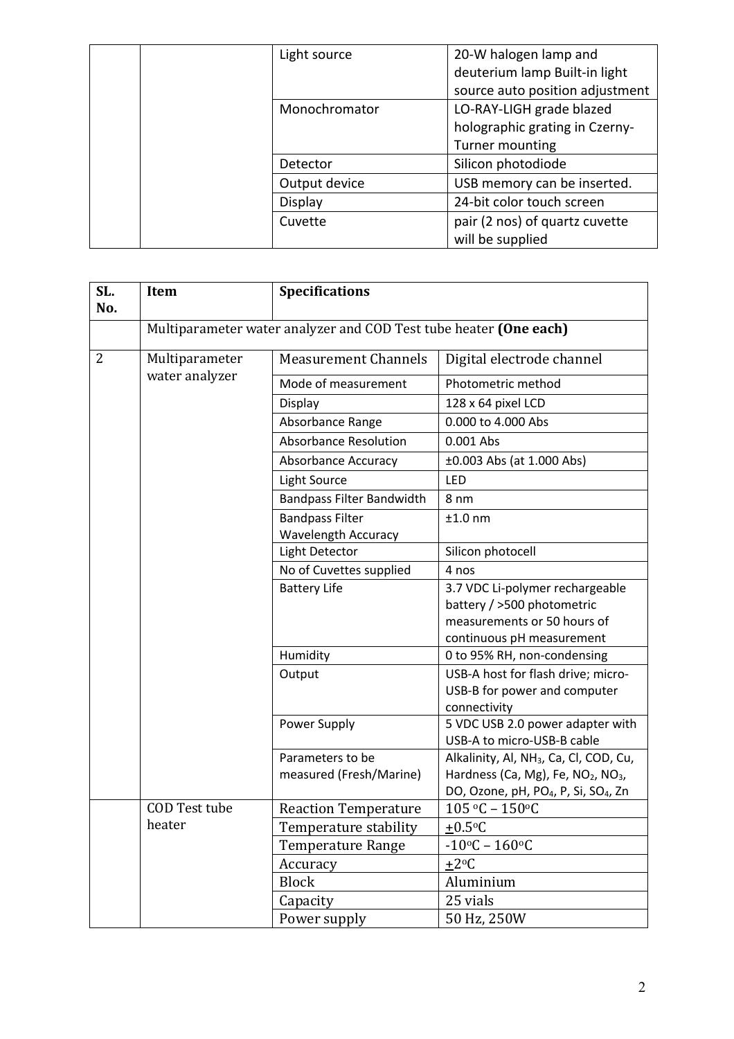| | | | |
|---|---|---|---|
| | | Light source | 20-W halogen lamp and deuterium lamp Built-in light source auto position adjustment |
| | | Monochromator | LO-RAY-LIGH grade blazed holographic grating in Czerny-Turner mounting |
| | | Detector | Silicon photodiode |
| | | Output device | USB memory can be inserted. |
| | | Display | 24-bit color touch screen |
| | | Cuvette | pair (2 nos) of quartz cuvette will be supplied |

| SL. No. | Item | Specifications | |
|---|---|---|---|
| | Multiparameter water analyzer and COD Test tube heater **(One each)** | | |
| 2 | Multiparameter water analyzer | Measurement Channels | Digital electrode channel |
| | | Mode of measurement | Photometric method |
| | | Display | 128 x 64 pixel LCD |
| | | Absorbance Range | 0.000 to 4.000 Abs |
| | | Absorbance Resolution | 0.001 Abs |
| | | Absorbance Accuracy | ±0.003 Abs (at 1.000 Abs) |
| | | Light Source | LED |
| | | Bandpass Filter Bandwidth | 8 nm |
| | | Bandpass Filter Wavelength Accuracy | ±1.0 nm |
| | | Light Detector | Silicon photocell |
| | | No of Cuvettes supplied | 4 nos |
| | | Battery Life | 3.7 VDC Li-polymer rechargeable battery / >500 photometric measurements or 50 hours of continuous pH measurement |
| | | Humidity | 0 to 95% RH, non-condensing |
| | | Output | USB-A host for flash drive; micro-USB-B for power and computer connectivity |
| | | Power Supply | 5 VDC USB 2.0 power adapter with USB-A to micro-USB-B cable |
| | | Parameters to be measured (Fresh/Marine) | Alkalinity, Al, $NH_3$, Ca, Cl, COD, Cu, Hardness (Ca, Mg), Fe, $NO_2$, $NO_3$, DO, Ozone, pH, $PO_4$, P, Si, $SO_4$, Zn |
| | COD Test tube heater | Reaction Temperature | 105 °C – 150°C |
| | | Temperature stability | ±0.5°C |
| | | Temperature Range | -10°C – 160°C |
| | | Accuracy | ±2°C |
| | | Block | Aluminium |
| | | Capacity | 25 vials |
| | | Power supply | 50 Hz, 250W |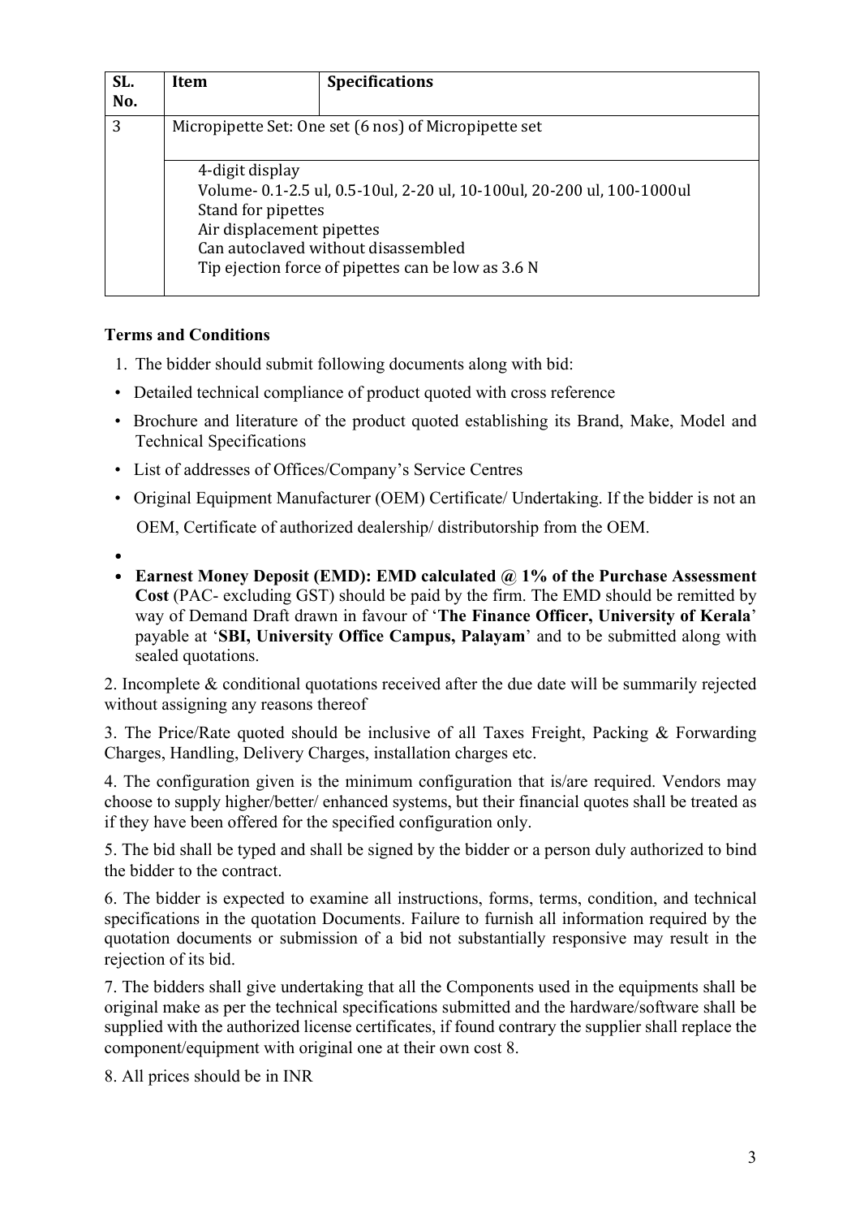| SL. No. | Item | Specifications |
|---|---|---|
| 3 | Micropipette Set: One set (6 nos) of Micropipette set | |
| | 4-digit display<br>Volume- 0.1-2.5 ul, 0.5-10ul, 2-20 ul, 10-100ul, 20-200 ul, 100-1000ul<br>Stand for pipettes<br>Air displacement pipettes<br>Can autoclaved without disassembled<br>Tip ejection force of pipettes can be low as 3.6 N | |

**Terms and Conditions**

1. The bidder should submit following documents along with bid:

- Detailed technical compliance of product quoted with cross reference
- Brochure and literature of the product quoted establishing its Brand, Make, Model and Technical Specifications
- List of addresses of Offices/Company's Service Centres
- Original Equipment Manufacturer (OEM) Certificate/ Undertaking. If the bidder is not an OEM, Certificate of authorized dealership/ distributorship from the OEM.
- 
- **Earnest Money Deposit (EMD): EMD calculated @ 1% of the Purchase Assessment Cost** (PAC- excluding GST) should be paid by the firm. The EMD should be remitted by way of Demand Draft drawn in favour of '**The Finance Officer, University of Kerala**' payable at '**SBI, University Office Campus, Palayam**' and to be submitted along with sealed quotations.

2. Incomplete & conditional quotations received after the due date will be summarily rejected without assigning any reasons thereof

3. The Price/Rate quoted should be inclusive of all Taxes Freight, Packing & Forwarding Charges, Handling, Delivery Charges, installation charges etc.

4. The configuration given is the minimum configuration that is/are required. Vendors may choose to supply higher/better/ enhanced systems, but their financial quotes shall be treated as if they have been offered for the specified configuration only.

5. The bid shall be typed and shall be signed by the bidder or a person duly authorized to bind the bidder to the contract.

6. The bidder is expected to examine all instructions, forms, terms, condition, and technical specifications in the quotation Documents. Failure to furnish all information required by the quotation documents or submission of a bid not substantially responsive may result in the rejection of its bid.

7. The bidders shall give undertaking that all the Components used in the equipments shall be original make as per the technical specifications submitted and the hardware/software shall be supplied with the authorized license certificates, if found contrary the supplier shall replace the component/equipment with original one at their own cost 8.

8. All prices should be in INR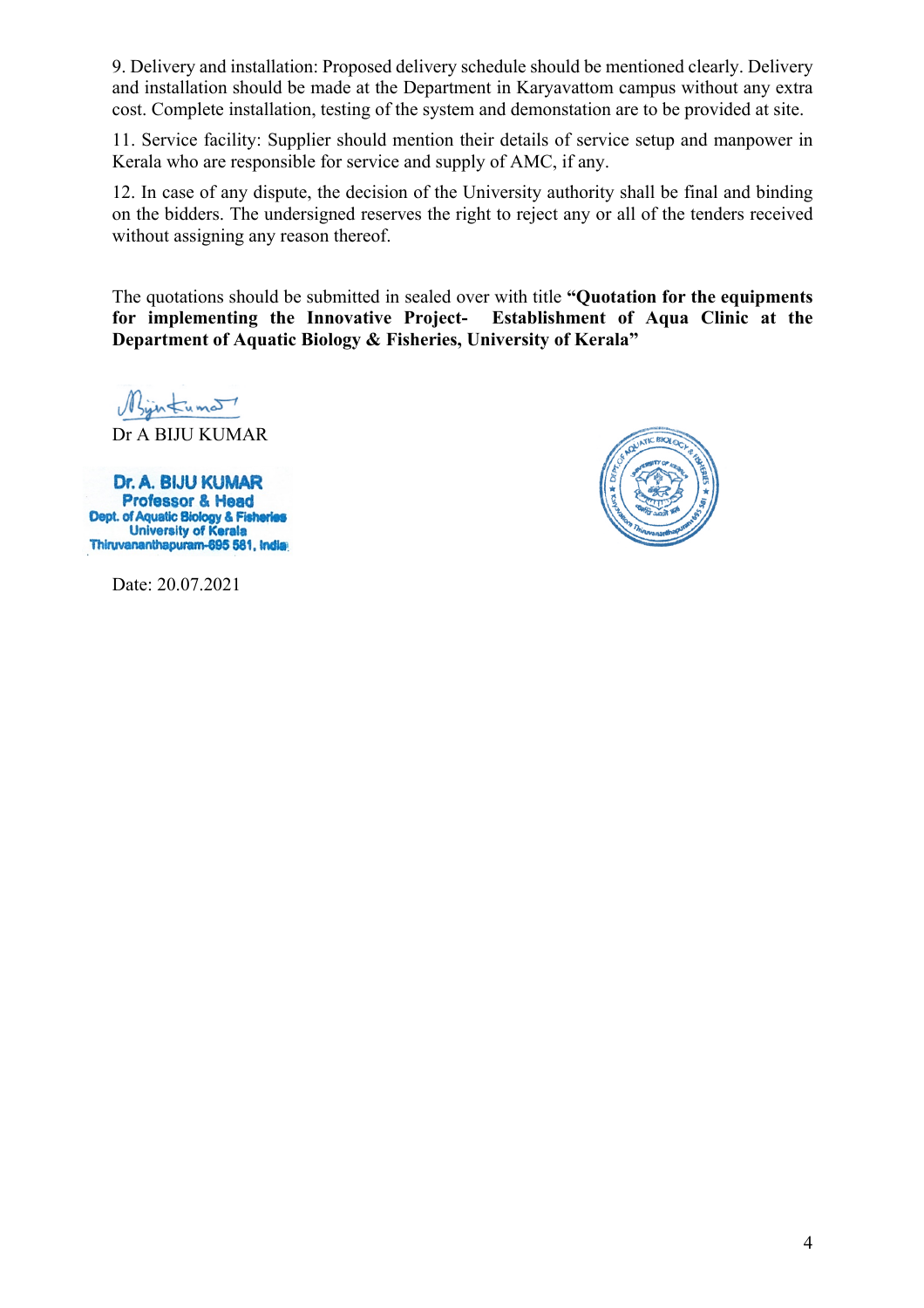9. Delivery and installation: Proposed delivery schedule should be mentioned clearly. Delivery and installation should be made at the Department in Karyavattom campus without any extra cost. Complete installation, testing of the system and demonstation are to be provided at site.

11. Service facility: Supplier should mention their details of service setup and manpower in Kerala who are responsible for service and supply of AMC, if any.

12. In case of any dispute, the decision of the University authority shall be final and binding on the bidders. The undersigned reserves the right to reject any or all of the tenders received without assigning any reason thereof.

The quotations should be submitted in sealed over with title **"Quotation for the equipments for implementing the Innovative Project- Establishment of Aqua Clinic at the Department of Aquatic Biology & Fisheries, University of Kerala"**

Dr A BIJU KUMAR

Dr. A. BIJU KUMAR
Professor & Head
Dept. of Aquatic Biology & Fisheries
University of Kerala
Thiruvananthapuram-695 581, India

Date: 20.07.2021